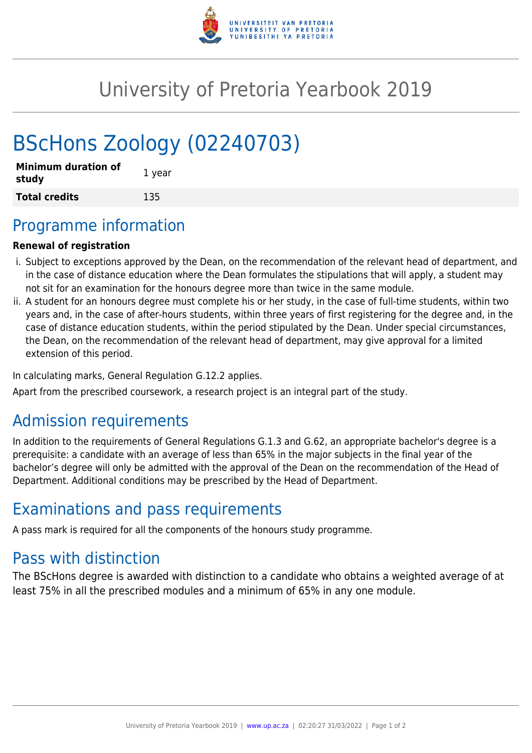# University of Pretoria Yearbook 2019

# BScHons Zoology (02240703)

| **Minimum duration of study** | 1 year |
| --- | --- |
| **Total credits** | 135 |

## Programme information

**Renewal of registration**

i. Subject to exceptions approved by the Dean, on the recommendation of the relevant head of department, and in the case of distance education where the Dean formulates the stipulations that will apply, a student may not sit for an examination for the honours degree more than twice in the same module.
ii. A student for an honours degree must complete his or her study, in the case of full-time students, within two years and, in the case of after-hours students, within three years of first registering for the degree and, in the case of distance education students, within the period stipulated by the Dean. Under special circumstances, the Dean, on the recommendation of the relevant head of department, may give approval for a limited extension of this period.

In calculating marks, General Regulation G.12.2 applies.

Apart from the prescribed coursework, a research project is an integral part of the study.

## Admission requirements

In addition to the requirements of General Regulations G.1.3 and G.62, an appropriate bachelor's degree is a prerequisite: a candidate with an average of less than 65% in the major subjects in the final year of the bachelor's degree will only be admitted with the approval of the Dean on the recommendation of the Head of Department. Additional conditions may be prescribed by the Head of Department.

## Examinations and pass requirements

A pass mark is required for all the components of the honours study programme.

## Pass with distinction

The BScHons degree is awarded with distinction to a candidate who obtains a weighted average of at least 75% in all the prescribed modules and a minimum of 65% in any one module.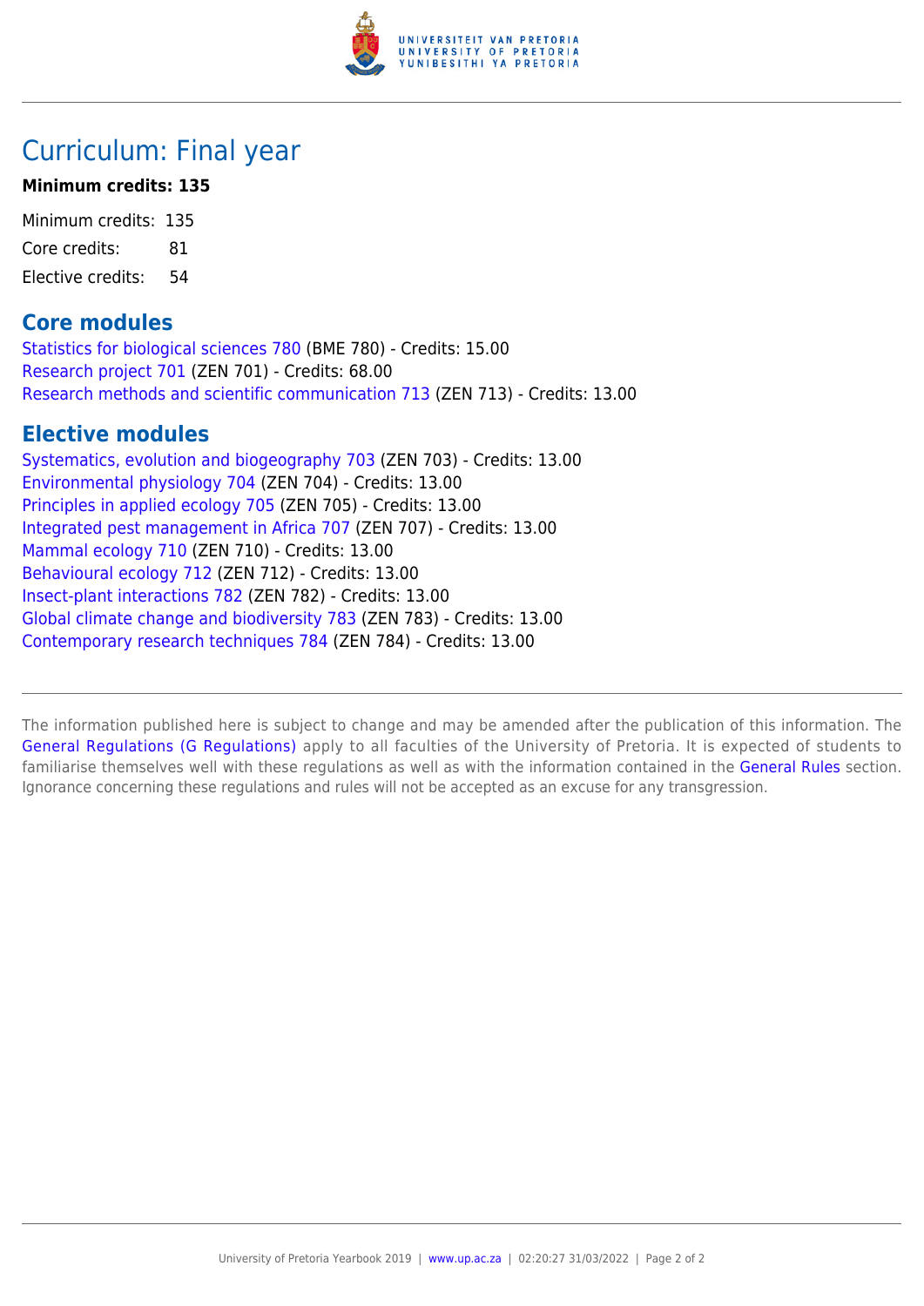# Curriculum: Final year

**Minimum credits: 135**

Minimum credits: 135
Core credits: 81
Elective credits: 54

## Core modules

Statistics for biological sciences 780 (BME 780) - Credits: 15.00
Research project 701 (ZEN 701) - Credits: 68.00
Research methods and scientific communication 713 (ZEN 713) - Credits: 13.00

## Elective modules

Systematics, evolution and biogeography 703 (ZEN 703) - Credits: 13.00
Environmental physiology 704 (ZEN 704) - Credits: 13.00
Principles in applied ecology 705 (ZEN 705) - Credits: 13.00
Integrated pest management in Africa 707 (ZEN 707) - Credits: 13.00
Mammal ecology 710 (ZEN 710) - Credits: 13.00
Behavioural ecology 712 (ZEN 712) - Credits: 13.00
Insect-plant interactions 782 (ZEN 782) - Credits: 13.00
Global climate change and biodiversity 783 (ZEN 783) - Credits: 13.00
Contemporary research techniques 784 (ZEN 784) - Credits: 13.00

The information published here is subject to change and may be amended after the publication of this information. The General Regulations (G Regulations) apply to all faculties of the University of Pretoria. It is expected of students to familiarise themselves well with these regulations as well as with the information contained in the General Rules section. Ignorance concerning these regulations and rules will not be accepted as an excuse for any transgression.